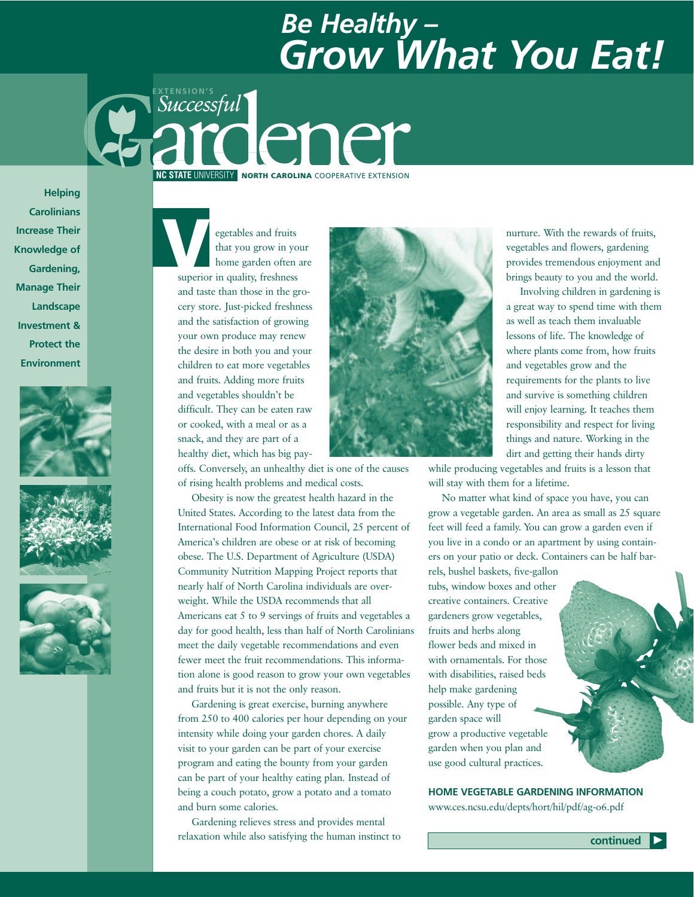# Be Healthy – Grow What You Eat!

EXTENSION'S *Successful* Gardener

NC STATE UNIVERSITY | NORTH CAROLINA COOPERATIVE EXTENSION

**Helping Carolinians Increase Their Knowledge of Gardening, Manage Their Landscape Investment & Protect the Environment**

Vegetables and fruits that you grow in your home garden often are superior in quality, freshness and taste than those in the grocery store. Just-picked freshness and the satisfaction of growing your own produce may renew the desire in both you and your children to eat more vegetables and fruits. Adding more fruits and vegetables shouldn't be difficult. They can be eaten raw or cooked, with a meal or as a snack, and they are part of a healthy diet, which has big payoffs. Conversely, an unhealthy diet is one of the causes of rising health problems and medical costs.

Obesity is now the greatest health hazard in the United States. According to the latest data from the International Food Information Council, 25 percent of America's children are obese or at risk of becoming obese. The U.S. Department of Agriculture (USDA) Community Nutrition Mapping Project reports that nearly half of North Carolina individuals are overweight. While the USDA recommends that all Americans eat 5 to 9 servings of fruits and vegetables a day for good health, less than half of North Carolinians meet the daily vegetable recommendations and even fewer meet the fruit recommendations. This information alone is good reason to grow your own vegetables and fruits but it is not the only reason.

Gardening is great exercise, burning anywhere from 250 to 400 calories per hour depending on your intensity while doing your garden chores. A daily visit to your garden can be part of your exercise program and eating the bounty from your garden can be part of your healthy eating plan. Instead of being a couch potato, grow a potato and a tomato and burn some calories.

Gardening relieves stress and provides mental relaxation while also satisfying the human instinct to nurture. With the rewards of fruits, vegetables and flowers, gardening provides tremendous enjoyment and brings beauty to you and the world.

Involving children in gardening is a great way to spend time with them as well as teach them invaluable lessons of life. The knowledge of where plants come from, how fruits and vegetables grow and the requirements for the plants to live and survive is something children will enjoy learning. It teaches them responsibility and respect for living things and nature. Working in the dirt and getting their hands dirty while producing vegetables and fruits is a lesson that will stay with them for a lifetime.

No matter what kind of space you have, you can grow a vegetable garden. An area as small as 25 square feet will feed a family. You can grow a garden even if you live in a condo or an apartment by using containers on your patio or deck. Containers can be half barrels, bushel baskets, five-gallon tubs, window boxes and other creative containers. Creative gardeners grow vegetables, fruits and herbs along flower beds and mixed in with ornamentals. For those with disabilities, raised beds help make gardening possible. Any type of garden space will grow a productive vegetable garden when you plan and use good cultural practices.

**HOME VEGETABLE GARDENING INFORMATION**
www.ces.ncsu.edu/depts/hort/hil/pdf/ag-06.pdf

**continued**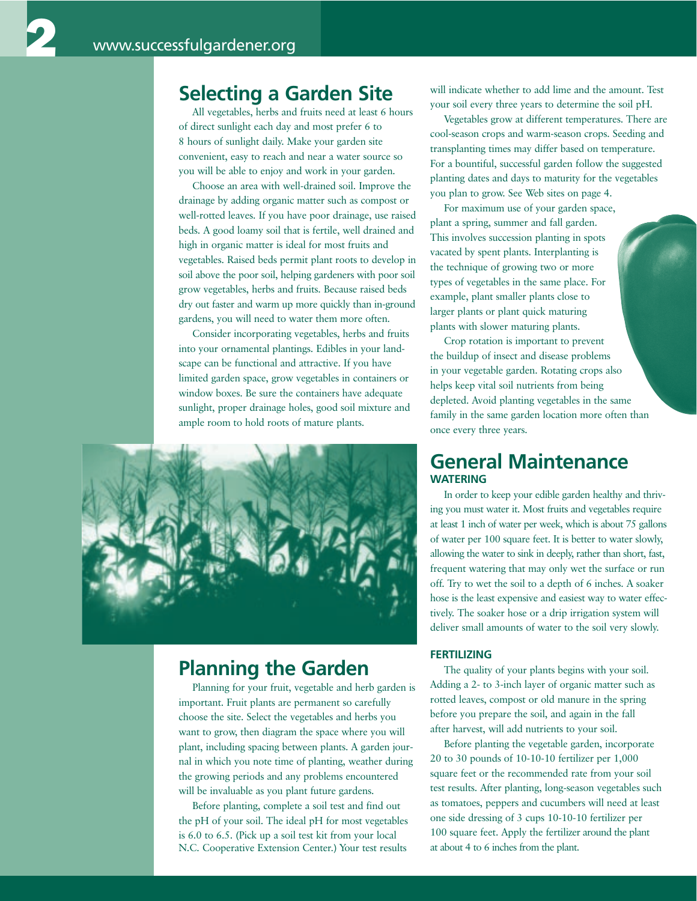## Selecting a Garden Site

All vegetables, herbs and fruits need at least 6 hours of direct sunlight each day and most prefer 6 to 8 hours of sunlight daily. Make your garden site convenient, easy to reach and near a water source so you will be able to enjoy and work in your garden.

Choose an area with well-drained soil. Improve the drainage by adding organic matter such as compost or well-rotted leaves. If you have poor drainage, use raised beds. A good loamy soil that is fertile, well drained and high in organic matter is ideal for most fruits and vegetables. Raised beds permit plant roots to develop in soil above the poor soil, helping gardeners with poor soil grow vegetables, herbs and fruits. Because raised beds dry out faster and warm up more quickly than in-ground gardens, you will need to water them more often.

Consider incorporating vegetables, herbs and fruits into your ornamental plantings. Edibles in your landscape can be functional and attractive. If you have limited garden space, grow vegetables in containers or window boxes. Be sure the containers have adequate sunlight, proper drainage holes, good soil mixture and ample room to hold roots of mature plants.

## Planning the Garden

Planning for your fruit, vegetable and herb garden is important. Fruit plants are permanent so carefully choose the site. Select the vegetables and herbs you want to grow, then diagram the space where you will plant, including spacing between plants. A garden journal in which you note time of planting, weather during the growing periods and any problems encountered will be invaluable as you plant future gardens.

Before planting, complete a soil test and find out the pH of your soil. The ideal pH for most vegetables is 6.0 to 6.5. (Pick up a soil test kit from your local N.C. Cooperative Extension Center.) Your test results will indicate whether to add lime and the amount. Test your soil every three years to determine the soil pH.

Vegetables grow at different temperatures. There are cool-season crops and warm-season crops. Seeding and transplanting times may differ based on temperature. For a bountiful, successful garden follow the suggested planting dates and days to maturity for the vegetables you plan to grow. See Web sites on page 4.

For maximum use of your garden space, plant a spring, summer and fall garden. This involves succession planting in spots vacated by spent plants. Interplanting is the technique of growing two or more types of vegetables in the same place. For example, plant smaller plants close to larger plants or plant quick maturing plants with slower maturing plants.

Crop rotation is important to prevent the buildup of insect and disease problems in your vegetable garden. Rotating crops also helps keep vital soil nutrients from being depleted. Avoid planting vegetables in the same family in the same garden location more often than once every three years.

## General Maintenance

### WATERING

In order to keep your edible garden healthy and thriving you must water it. Most fruits and vegetables require at least 1 inch of water per week, which is about 75 gallons of water per 100 square feet. It is better to water slowly, allowing the water to sink in deeply, rather than short, fast, frequent watering that may only wet the surface or run off. Try to wet the soil to a depth of 6 inches. A soaker hose is the least expensive and easiest way to water effectively. The soaker hose or a drip irrigation system will deliver small amounts of water to the soil very slowly.

### FERTILIZING

The quality of your plants begins with your soil. Adding a 2- to 3-inch layer of organic matter such as rotted leaves, compost or old manure in the spring before you prepare the soil, and again in the fall after harvest, will add nutrients to your soil.

Before planting the vegetable garden, incorporate 20 to 30 pounds of 10-10-10 fertilizer per 1,000 square feet or the recommended rate from your soil test results. After planting, long-season vegetables such as tomatoes, peppers and cucumbers will need at least one side dressing of 3 cups 10-10-10 fertilizer per 100 square feet. Apply the fertilizer around the plant at about 4 to 6 inches from the plant.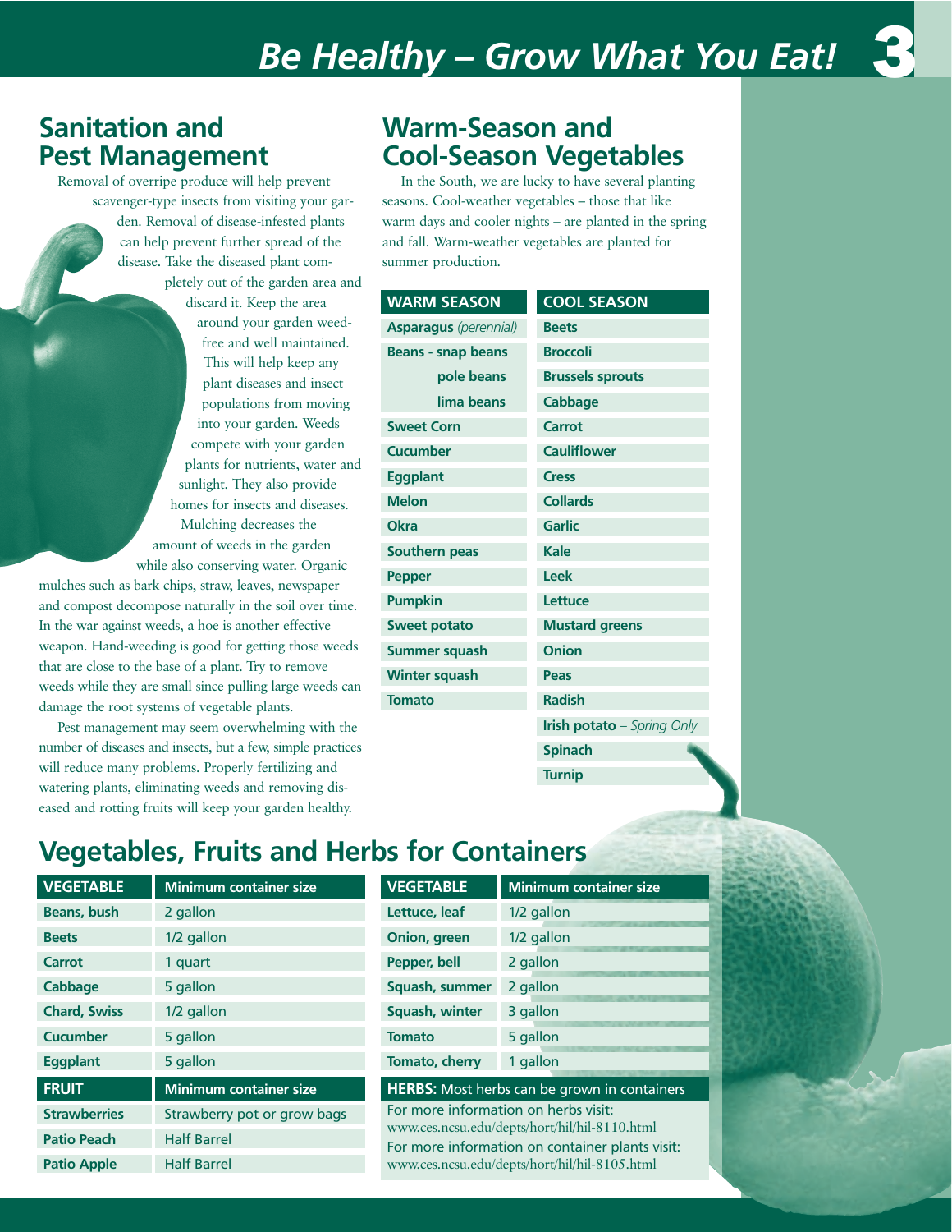# Be Healthy – Grow What You Eat!

## Sanitation and Pest Management

Removal of overripe produce will help prevent scavenger-type insects from visiting your garden. Removal of disease-infested plants can help prevent further spread of the disease. Take the diseased plant completely out of the garden area and discard it. Keep the area around your garden weed-free and well maintained. This will help keep any plant diseases and insect populations from moving into your garden. Weeds compete with your garden plants for nutrients, water and sunlight. They also provide homes for insects and diseases. Mulching decreases the amount of weeds in the garden while also conserving water. Organic mulches such as bark chips, straw, leaves, newspaper and compost decompose naturally in the soil over time. In the war against weeds, a hoe is another effective weapon. Hand-weeding is good for getting those weeds that are close to the base of a plant. Try to remove weeds while they are small since pulling large weeds can damage the root systems of vegetable plants.

Pest management may seem overwhelming with the number of diseases and insects, but a few, simple practices will reduce many problems. Properly fertilizing and watering plants, eliminating weeds and removing diseased and rotting fruits will keep your garden healthy.

## Warm-Season and Cool-Season Vegetables

In the South, we are lucky to have several planting seasons. Cool-weather vegetables – those that like warm days and cooler nights – are planted in the spring and fall. Warm-weather vegetables are planted for summer production.

| WARM SEASON | COOL SEASON |
|---|---|
| **Asparagus** *(perennial)* | **Beets** |
| **Beans - snap beans** | **Broccoli** |
| **pole beans** | **Brussels sprouts** |
| **lima beans** | **Cabbage** |
| **Sweet Corn** | **Carrot** |
| **Cucumber** | **Cauliflower** |
| **Eggplant** | **Cress** |
| **Melon** | **Collards** |
| **Okra** | **Garlic** |
| **Southern peas** | **Kale** |
| **Pepper** | **Leek** |
| **Pumpkin** | **Lettuce** |
| **Sweet potato** | **Mustard greens** |
| **Summer squash** | **Onion** |
| **Winter squash** | **Peas** |
| **Tomato** | **Radish** |
| | **Irish potato** – *Spring Only* |
| | **Spinach** |
| | **Turnip** |

## Vegetables, Fruits and Herbs for Containers

| VEGETABLE | Minimum container size |
|---|---|
| **Beans, bush** | 2 gallon |
| **Beets** | 1/2 gallon |
| **Carrot** | 1 quart |
| **Cabbage** | 5 gallon |
| **Chard, Swiss** | 1/2 gallon |
| **Cucumber** | 5 gallon |
| **Eggplant** | 5 gallon |
| **FRUIT** | **Minimum container size** |
| **Strawberries** | Strawberry pot or grow bags |
| **Patio Peach** | Half Barrel |
| **Patio Apple** | Half Barrel |

| VEGETABLE | Minimum container size |
|---|---|
| **Lettuce, leaf** | 1/2 gallon |
| **Onion, green** | 1/2 gallon |
| **Pepper, bell** | 2 gallon |
| **Squash, summer** | 2 gallon |
| **Squash, winter** | 3 gallon |
| **Tomato** | 5 gallon |
| **Tomato, cherry** | 1 gallon |

**HERBS:** Most herbs can be grown in containers

For more information on herbs visit:
www.ces.ncsu.edu/depts/hort/hil/hil-8110.html

For more information on container plants visit:
www.ces.ncsu.edu/depts/hort/hil/hil-8105.html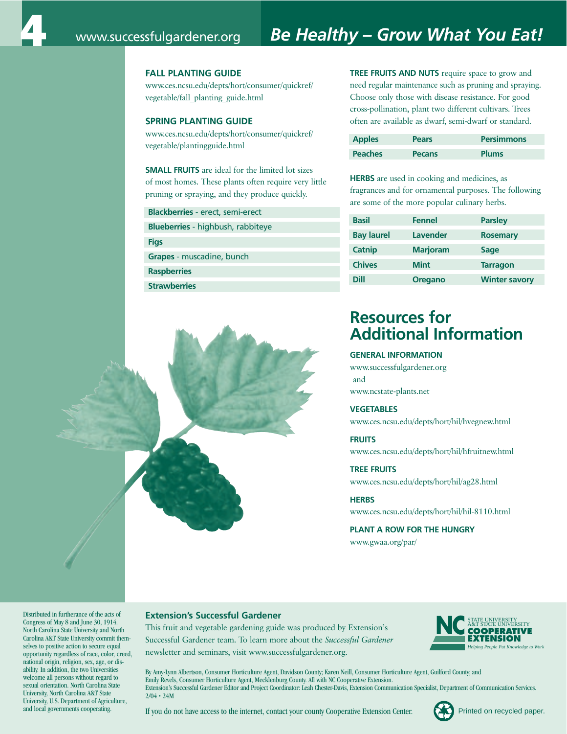### FALL PLANTING GUIDE

www.ces.ncsu.edu/depts/hort/consumer/quickref/vegetable/fall_planting_guide.html

### SPRING PLANTING GUIDE

www.ces.ncsu.edu/depts/hort/consumer/quickref/vegetable/plantingguide.html

**SMALL FRUITS** are ideal for the limited lot sizes of most homes. These plants often require very little pruning or spraying, and they produce quickly.

| |
|---|
| **Blackberries** - erect, semi-erect |
| **Blueberries** - highbush, rabbiteye |
| **Figs** |
| **Grapes** - muscadine, bunch |
| **Raspberries** |
| **Strawberries** |

**TREE FRUITS AND NUTS** require space to grow and need regular maintenance such as pruning and spraying. Choose only those with disease resistance. For good cross-pollination, plant two different cultivars. Trees often are available as dwarf, semi-dwarf or standard.

| | | |
|---|---|---|
| **Apples** | **Pears** | **Persimmons** |
| **Peaches** | **Pecans** | **Plums** |

**HERBS** are used in cooking and medicines, as fragrances and for ornamental purposes. The following are some of the more popular culinary herbs.

| | | |
|---|---|---|
| **Basil** | **Fennel** | **Parsley** |
| **Bay laurel** | **Lavender** | **Rosemary** |
| **Catnip** | **Marjoram** | **Sage** |
| **Chives** | **Mint** | **Tarragon** |
| **Dill** | **Oregano** | **Winter savory** |

## Resources for Additional Information

### GENERAL INFORMATION

www.successfulgardener.org
and
www.ncstate-plants.net

### VEGETABLES

www.ces.ncsu.edu/depts/hort/hil/hvegnew.html

### FRUITS

www.ces.ncsu.edu/depts/hort/hil/hfruitnew.html

### TREE FRUITS

www.ces.ncsu.edu/depts/hort/hil/ag28.html

### HERBS

www.ces.ncsu.edu/depts/hort/hil/hil-8110.html

### PLANT A ROW FOR THE HUNGRY

www.gwaa.org/par/

---

Distributed in furtherance of the acts of Congress of May 8 and June 30, 1914. North Carolina State University and North Carolina A&T State University commit themselves to positive action to secure equal opportunity regardless of race, color, creed, national origin, religion, sex, age, or disability. In addition, the two Universities welcome all persons without regard to sexual orientation. North Carolina State University, North Carolina A&T State University, U.S. Department of Agriculture, and local governments cooperating.

### Extension's Successful Gardener

This fruit and vegetable gardening guide was produced by Extension's Successful Gardener team. To learn more about the *Successful Gardener* newsletter and seminars, visit www.successfulgardener.org.

NC State University A&T State University **COOPERATIVE EXTENSION** *Helping People Put Knowledge to Work*

By Amy-Lynn Albertson, Consumer Horticulture Agent, Davidson County; Karen Neill, Consumer Horticulture Agent, Guilford County; and Emily Revels, Consumer Horticulture Agent, Mecklenburg County. All with NC Cooperative Extension.
Extension's Successful Gardener Editor and Project Coordinator: Leah Chester-Davis, Extension Communication Specialist, Department of Communication Services.
2/04 • 24M

If you do not have access to the internet, contact your county Cooperative Extension Center.

Printed on recycled paper.